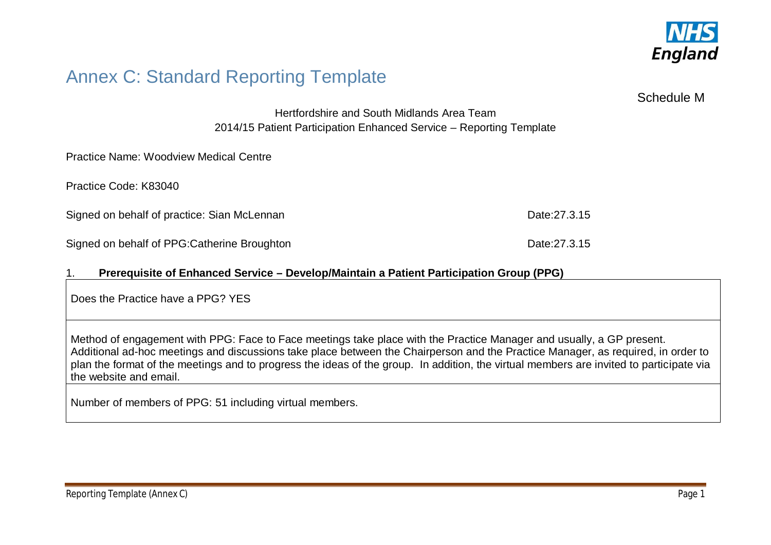# Annex C: Standard Reporting Template

Schedule M

Hertfordshire and South Midlands Area Team
2014/15 Patient Participation Enhanced Service – Reporting Template

Practice Name: Woodview Medical Centre

Practice Code: K83040

Signed on behalf of practice: Sian McLennan Date:27.3.15

Signed on behalf of PPG:Catherine Broughton Date:27.3.15

## 1. Prerequisite of Enhanced Service – Develop/Maintain a Patient Participation Group (PPG)

| |
|---|
| Does the Practice have a PPG? YES |
| Method of engagement with PPG: Face to Face meetings take place with the Practice Manager and usually, a GP present. Additional ad-hoc meetings and discussions take place between the Chairperson and the Practice Manager, as required, in order to plan the format of the meetings and to progress the ideas of the group. In addition, the virtual members are invited to participate via the website and email. |
| Number of members of PPG: 51 including virtual members. |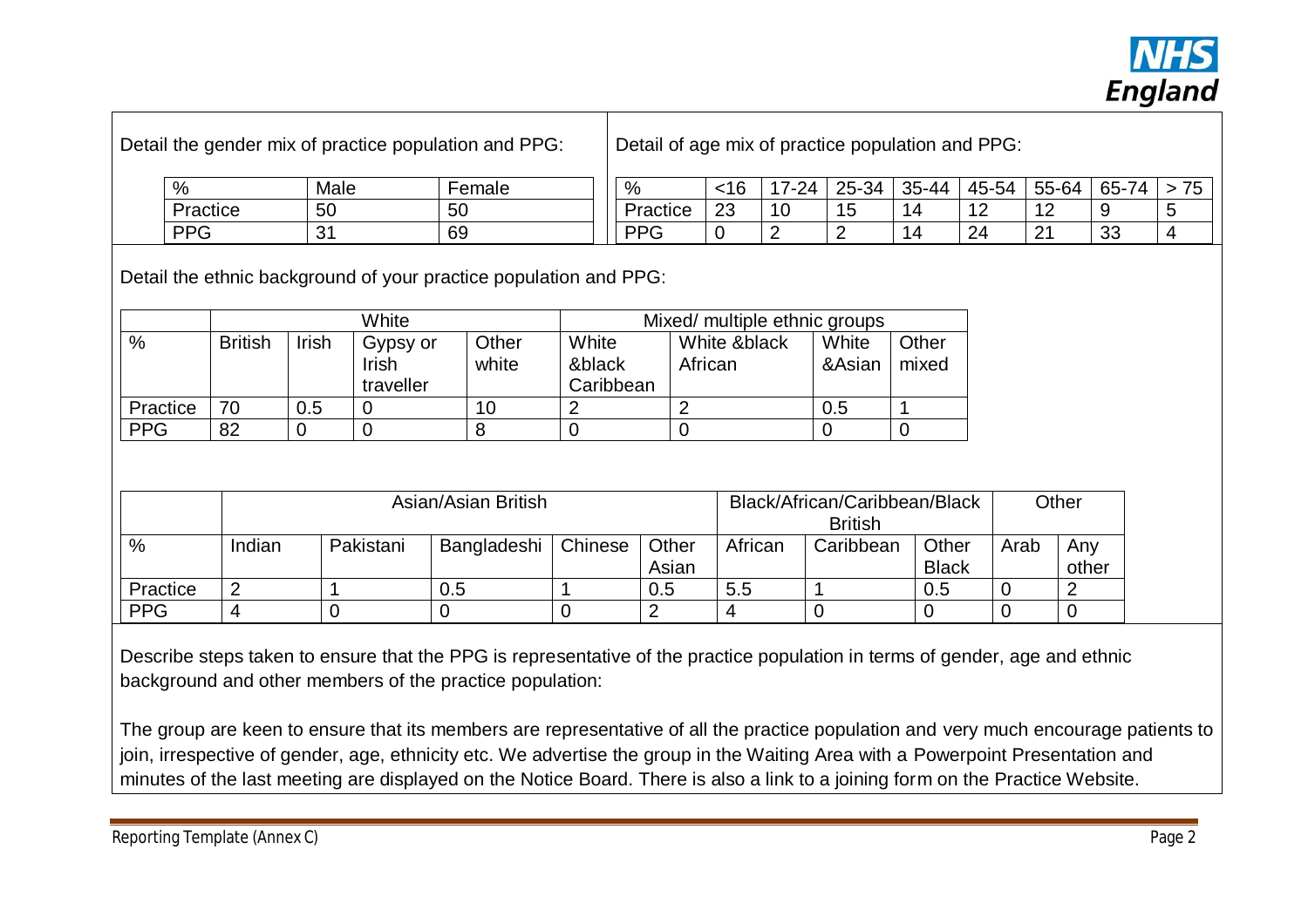Detail the gender mix of practice population and PPG:

| % | Male | Female |
|---|---|---|
| Practice | 50 | 50 |
| PPG | 31 | 69 |

Detail of age mix of practice population and PPG:

| % | <16 | 17-24 | 25-34 | 35-44 | 45-54 | 55-64 | 65-74 | > 75 |
|---|---|---|---|---|---|---|---|---|
| Practice | 23 | 10 | 15 | 14 | 12 | 12 | 9 | 5 |
| PPG | 0 | 2 | 2 | 14 | 24 | 21 | 33 | 4 |

Detail the ethnic background of your practice population and PPG:

| | White | | | | Mixed/ multiple ethnic groups | | | |
|---|---|---|---|---|---|---|---|---|
| % | British | Irish | Gypsy or Irish traveller | Other white | White &black Caribbean | White &black African | White &Asian | Other mixed |
| Practice | 70 | 0.5 | 0 | 10 | 2 | 2 | 0.5 | 1 |
| PPG | 82 | 0 | 0 | 8 | 0 | 0 | 0 | 0 |

| | Asian/Asian British | | | | | Black/African/Caribbean/Black British | | | Other | |
|---|---|---|---|---|---|---|---|---|---|---|
| % | Indian | Pakistani | Bangladeshi | Chinese | Other Asian | African | Caribbean | Other Black | Arab | Any other |
| Practice | 2 | 1 | 0.5 | 1 | 0.5 | 5.5 | 1 | 0.5 | 0 | 2 |
| PPG | 4 | 0 | 0 | 0 | 2 | 4 | 0 | 0 | 0 | 0 |

Describe steps taken to ensure that the PPG is representative of the practice population in terms of gender, age and ethnic background and other members of the practice population:

The group are keen to ensure that its members are representative of all the practice population and very much encourage patients to join, irrespective of gender, age, ethnicity etc. We advertise the group in the Waiting Area with a Powerpoint Presentation and minutes of the last meeting are displayed on the Notice Board. There is also a link to a joining form on the Practice Website.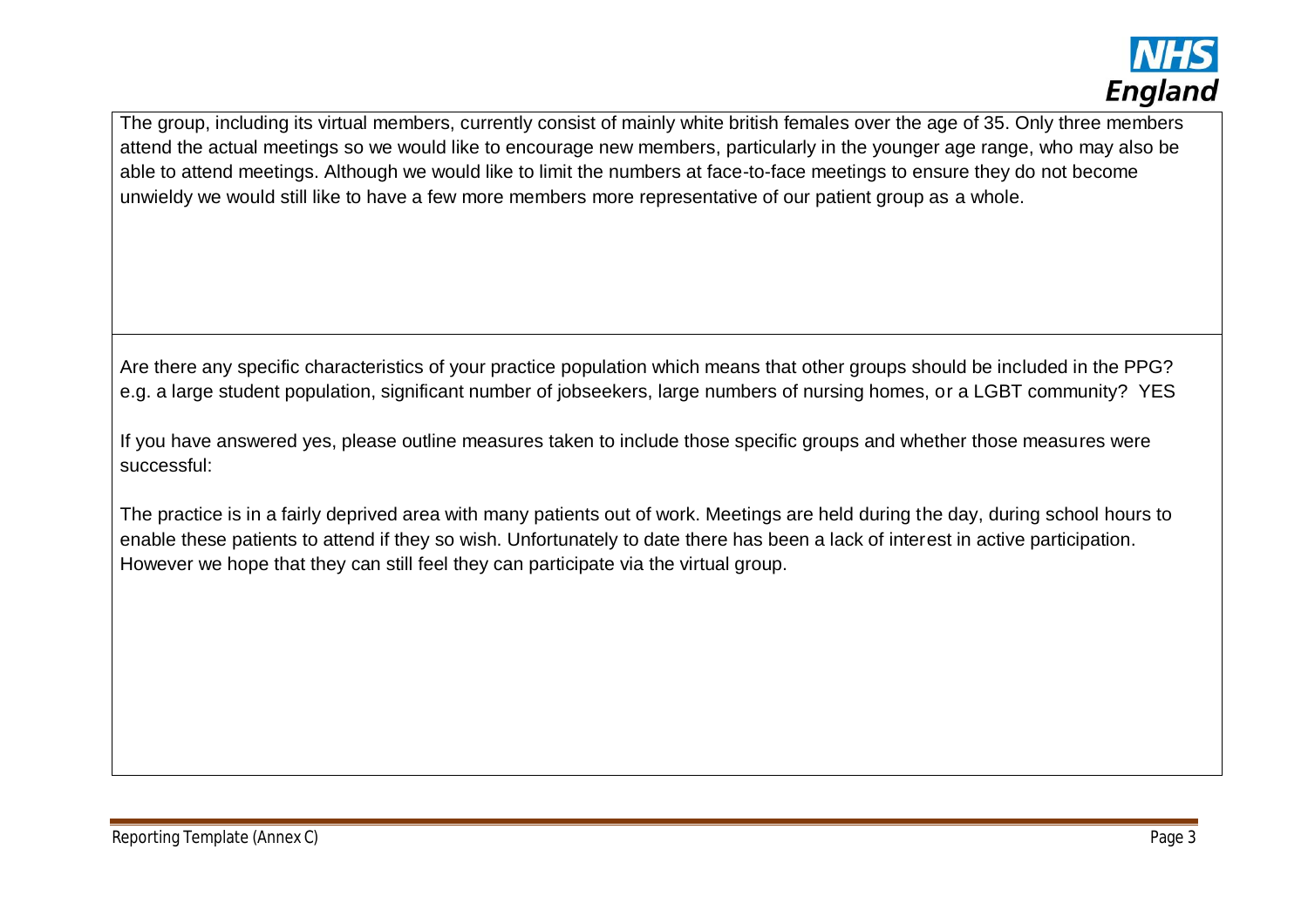The group, including its virtual members, currently consist of mainly white british females over the age of 35. Only three members attend the actual meetings so we would like to encourage new members, particularly in the younger age range, who may also be able to attend meetings. Although we would like to limit the numbers at face-to-face meetings to ensure they do not become unwieldy we would still like to have a few more members more representative of our patient group as a whole.

Are there any specific characteristics of your practice population which means that other groups should be included in the PPG? e.g. a large student population, significant number of jobseekers, large numbers of nursing homes, or a LGBT community? YES

If you have answered yes, please outline measures taken to include those specific groups and whether those measures were successful:

The practice is in a fairly deprived area with many patients out of work. Meetings are held during the day, during school hours to enable these patients to attend if they so wish. Unfortunately to date there has been a lack of interest in active participation. However we hope that they can still feel they can participate via the virtual group.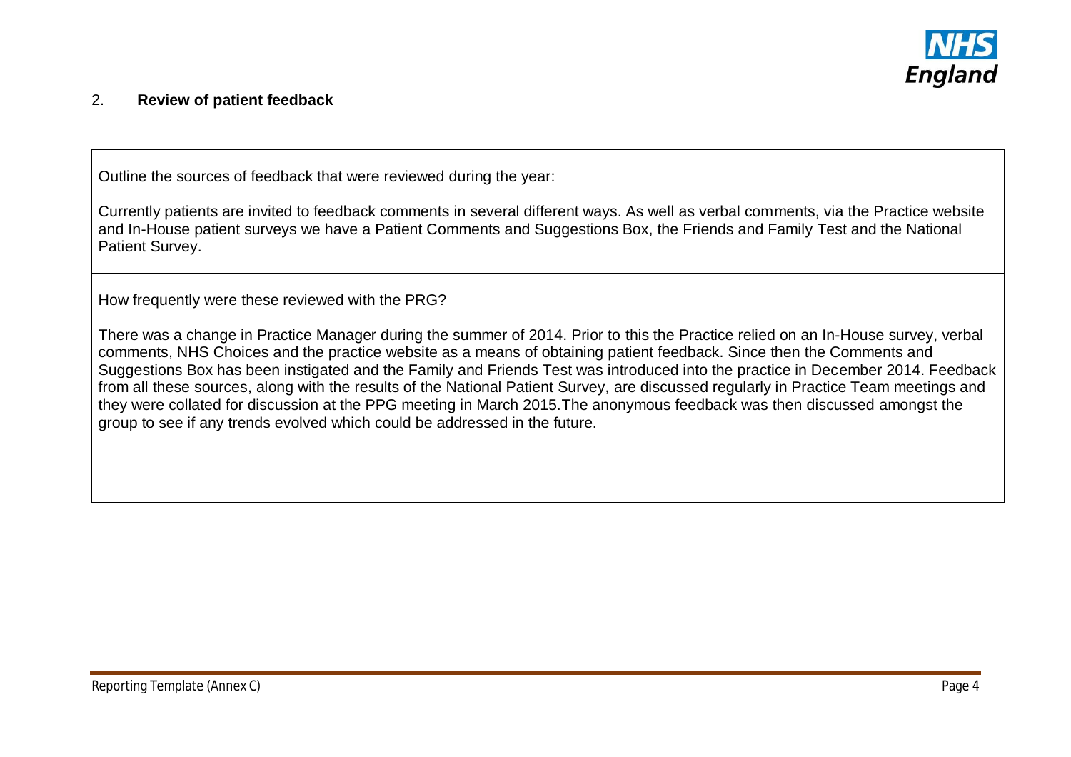## 2. **Review of patient feedback**

| |
|---|
| Outline the sources of feedback that were reviewed during the year:<br><br>Currently patients are invited to feedback comments in several different ways. As well as verbal comments, via the Practice website and In-House patient surveys we have a Patient Comments and Suggestions Box, the Friends and Family Test and the National Patient Survey. |
| How frequently were these reviewed with the PRG?<br><br>There was a change in Practice Manager during the summer of 2014. Prior to this the Practice relied on an In-House survey, verbal comments, NHS Choices and the practice website as a means of obtaining patient feedback. Since then the Comments and Suggestions Box has been instigated and the Family and Friends Test was introduced into the practice in December 2014. Feedback from all these sources, along with the results of the National Patient Survey, are discussed regularly in Practice Team meetings and they were collated for discussion at the PPG meeting in March 2015.The anonymous feedback was then discussed amongst the group to see if any trends evolved which could be addressed in the future. |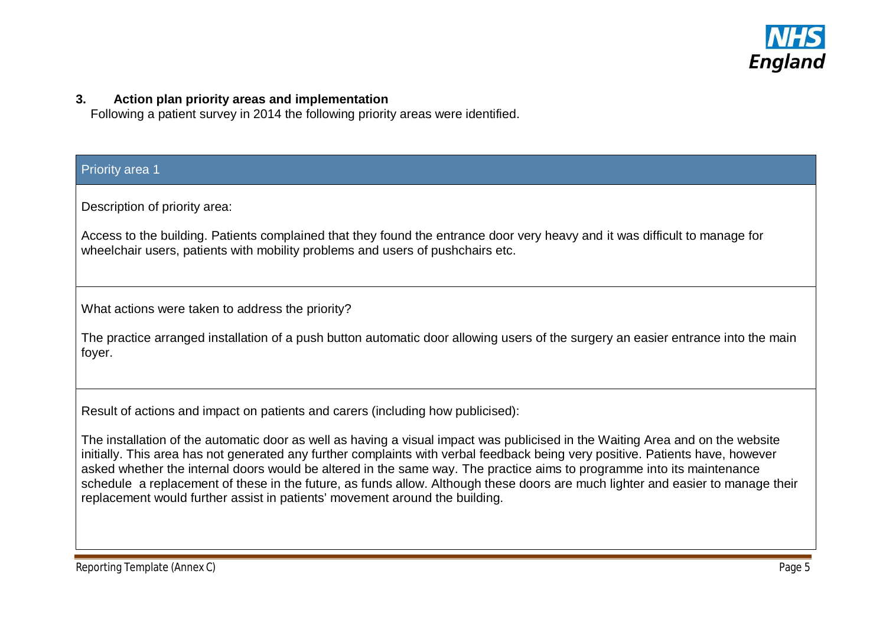## 3. Action plan priority areas and implementation

Following a patient survey in 2014 the following priority areas were identified.

| Priority area 1 |
|---|
| Description of priority area:<br><br>Access to the building. Patients complained that they found the entrance door very heavy and it was difficult to manage for wheelchair users, patients with mobility problems and users of pushchairs etc. |
| What actions were taken to address the priority?<br><br>The practice arranged installation of a push button automatic door allowing users of the surgery an easier entrance into the main foyer. |
| Result of actions and impact on patients and carers (including how publicised):<br><br>The installation of the automatic door as well as having a visual impact was publicised in the Waiting Area and on the website initially. This area has not generated any further complaints with verbal feedback being very positive. Patients have, however asked whether the internal doors would be altered in the same way. The practice aims to programme into its maintenance schedule a replacement of these in the future, as funds allow. Although these doors are much lighter and easier to manage their replacement would further assist in patients' movement around the building. |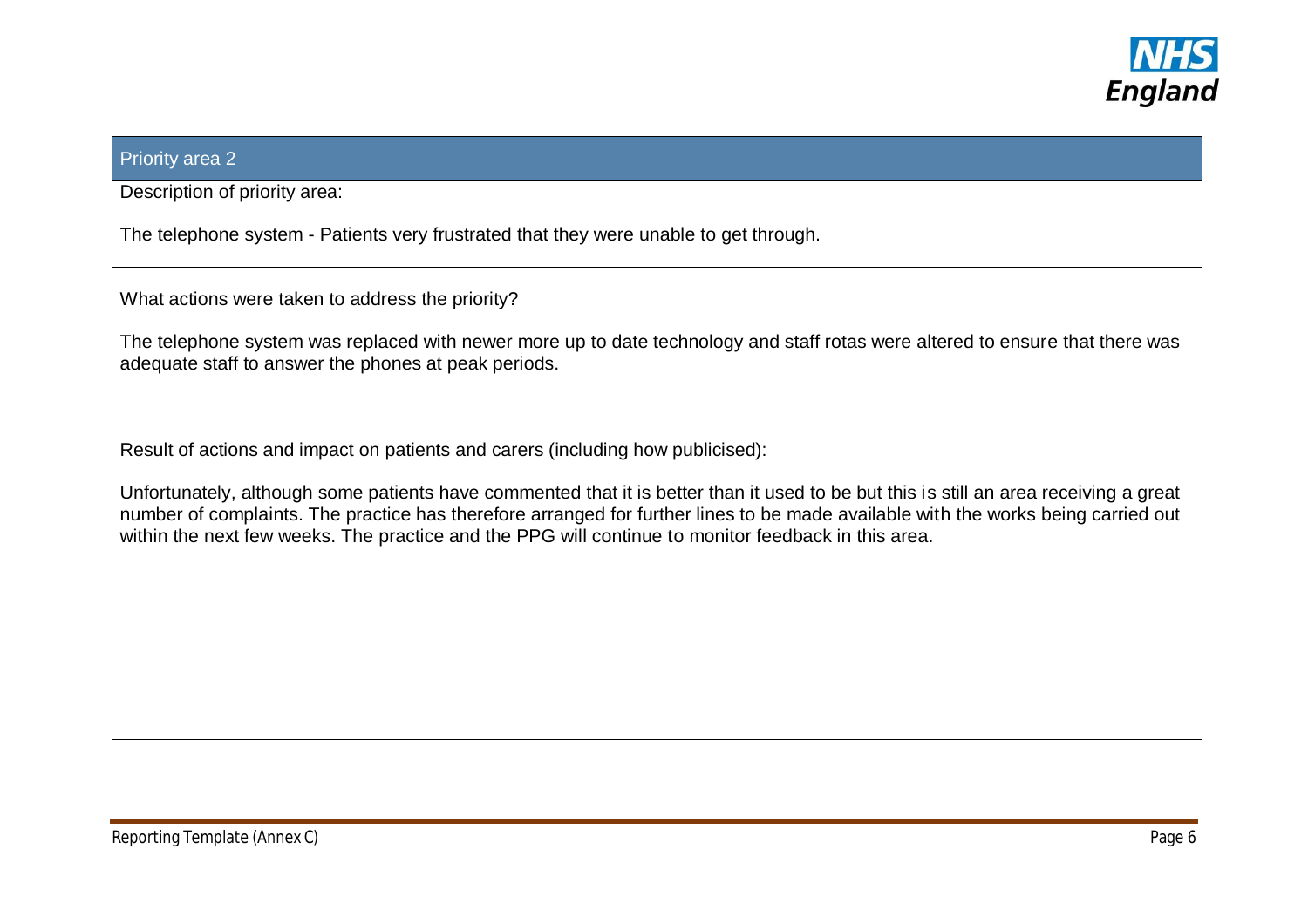## Priority area 2

Description of priority area:

The telephone system - Patients very frustrated that they were unable to get through.

What actions were taken to address the priority?

The telephone system was replaced with newer more up to date technology and staff rotas were altered to ensure that there was adequate staff to answer the phones at peak periods.

Result of actions and impact on patients and carers (including how publicised):

Unfortunately, although some patients have commented that it is better than it used to be but this is still an area receiving a great number of complaints. The practice has therefore arranged for further lines to be made available with the works being carried out within the next few weeks. The practice and the PPG will continue to monitor feedback in this area.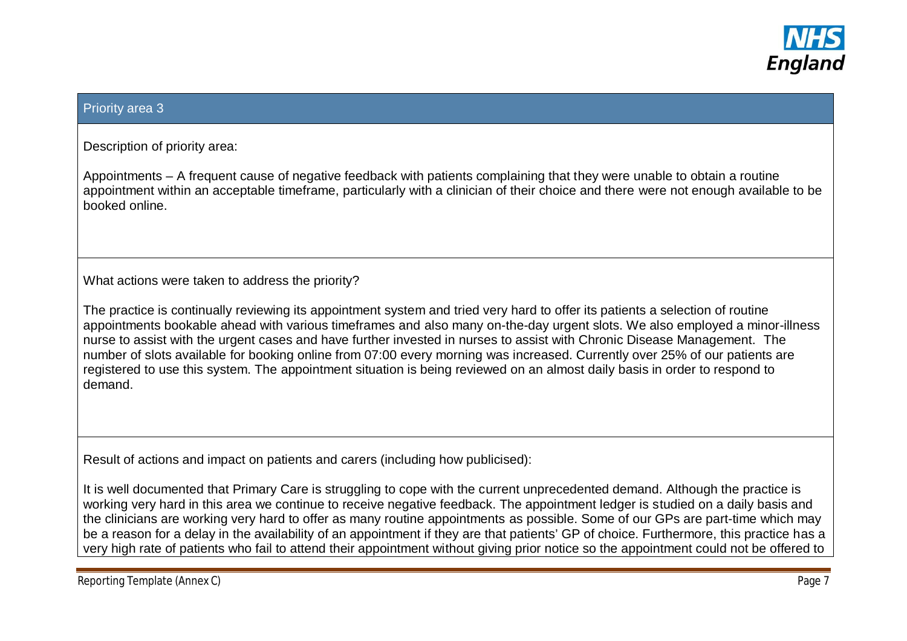## Priority area 3

Description of priority area:

Appointments – A frequent cause of negative feedback with patients complaining that they were unable to obtain a routine appointment within an acceptable timeframe, particularly with a clinician of their choice and there were not enough available to be booked online.

What actions were taken to address the priority?

The practice is continually reviewing its appointment system and tried very hard to offer its patients a selection of routine appointments bookable ahead with various timeframes and also many on-the-day urgent slots. We also employed a minor-illness nurse to assist with the urgent cases and have further invested in nurses to assist with Chronic Disease Management. The number of slots available for booking online from 07:00 every morning was increased. Currently over 25% of our patients are registered to use this system. The appointment situation is being reviewed on an almost daily basis in order to respond to demand.

Result of actions and impact on patients and carers (including how publicised):

It is well documented that Primary Care is struggling to cope with the current unprecedented demand. Although the practice is working very hard in this area we continue to receive negative feedback. The appointment ledger is studied on a daily basis and the clinicians are working very hard to offer as many routine appointments as possible. Some of our GPs are part-time which may be a reason for a delay in the availability of an appointment if they are that patients' GP of choice. Furthermore, this practice has a very high rate of patients who fail to attend their appointment without giving prior notice so the appointment could not be offered to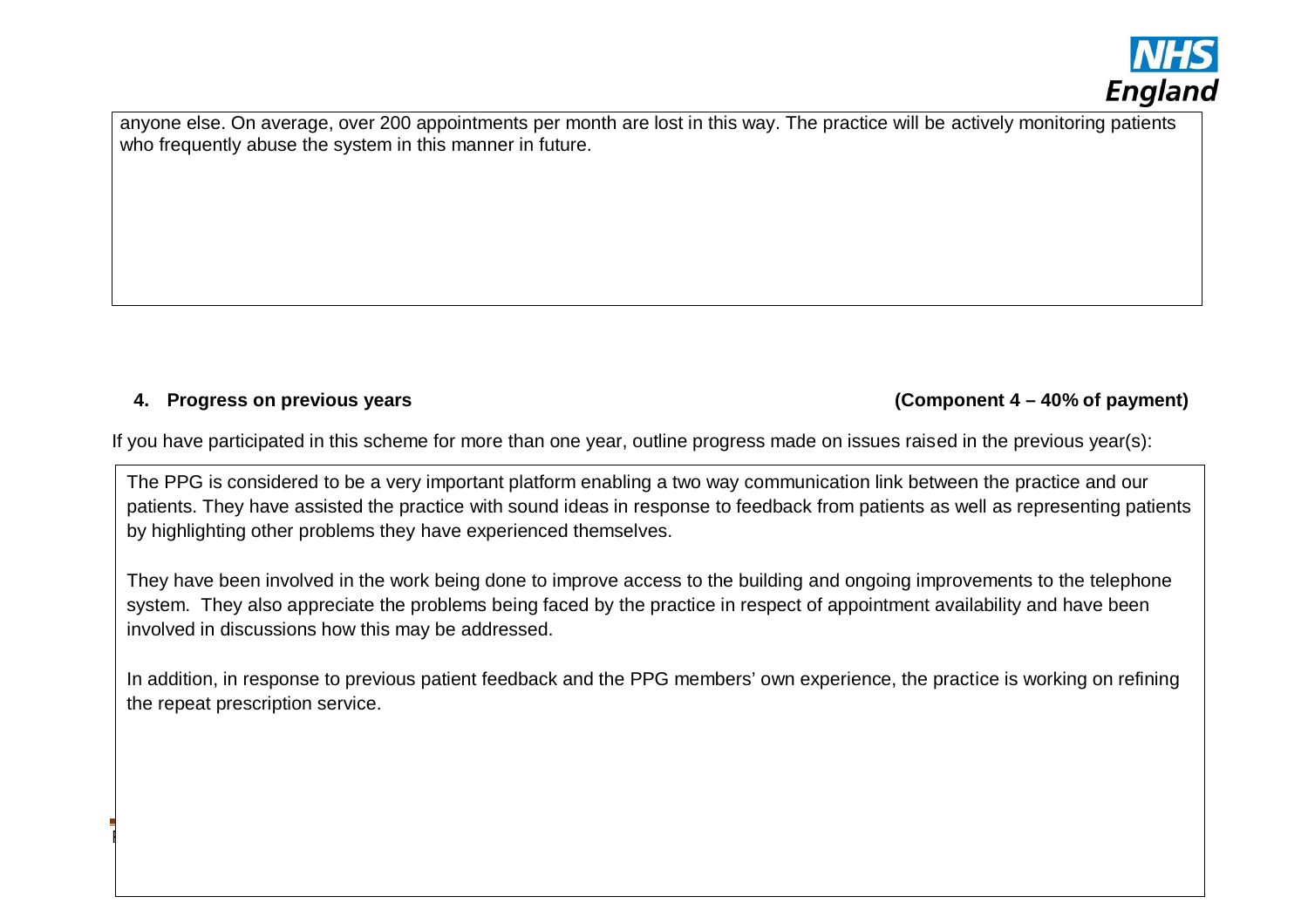anyone else. On average, over 200 appointments per month are lost in this way. The practice will be actively monitoring patients who frequently abuse the system in this manner in future.

#### 4. Progress on previous years (Component 4 – 40% of payment)

If you have participated in this scheme for more than one year, outline progress made on issues raised in the previous year(s):

The PPG is considered to be a very important platform enabling a two way communication link between the practice and our patients. They have assisted the practice with sound ideas in response to feedback from patients as well as representing patients by highlighting other problems they have experienced themselves.

They have been involved in the work being done to improve access to the building and ongoing improvements to the telephone system. They also appreciate the problems being faced by the practice in respect of appointment availability and have been involved in discussions how this may be addressed.

In addition, in response to previous patient feedback and the PPG members' own experience, the practice is working on refining the repeat prescription service.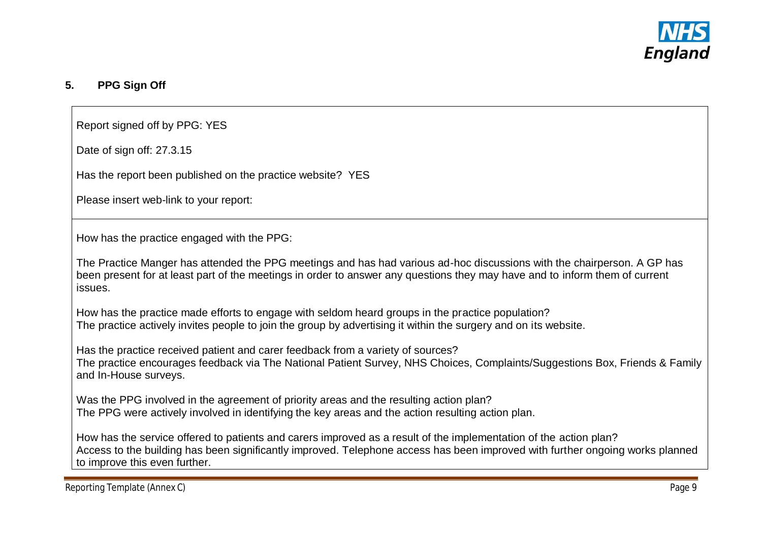## 5. PPG Sign Off

Report signed off by PPG: YES

Date of sign off: 27.3.15

Has the report been published on the practice website? YES

Please insert web-link to your report:

How has the practice engaged with the PPG:

The Practice Manger has attended the PPG meetings and has had various ad-hoc discussions with the chairperson. A GP has been present for at least part of the meetings in order to answer any questions they may have and to inform them of current issues.

How has the practice made efforts to engage with seldom heard groups in the practice population?
The practice actively invites people to join the group by advertising it within the surgery and on its website.

Has the practice received patient and carer feedback from a variety of sources?
The practice encourages feedback via The National Patient Survey, NHS Choices, Complaints/Suggestions Box, Friends & Family and In-House surveys.

Was the PPG involved in the agreement of priority areas and the resulting action plan?
The PPG were actively involved in identifying the key areas and the action resulting action plan.

How has the service offered to patients and carers improved as a result of the implementation of the action plan?
Access to the building has been significantly improved. Telephone access has been improved with further ongoing works planned to improve this even further.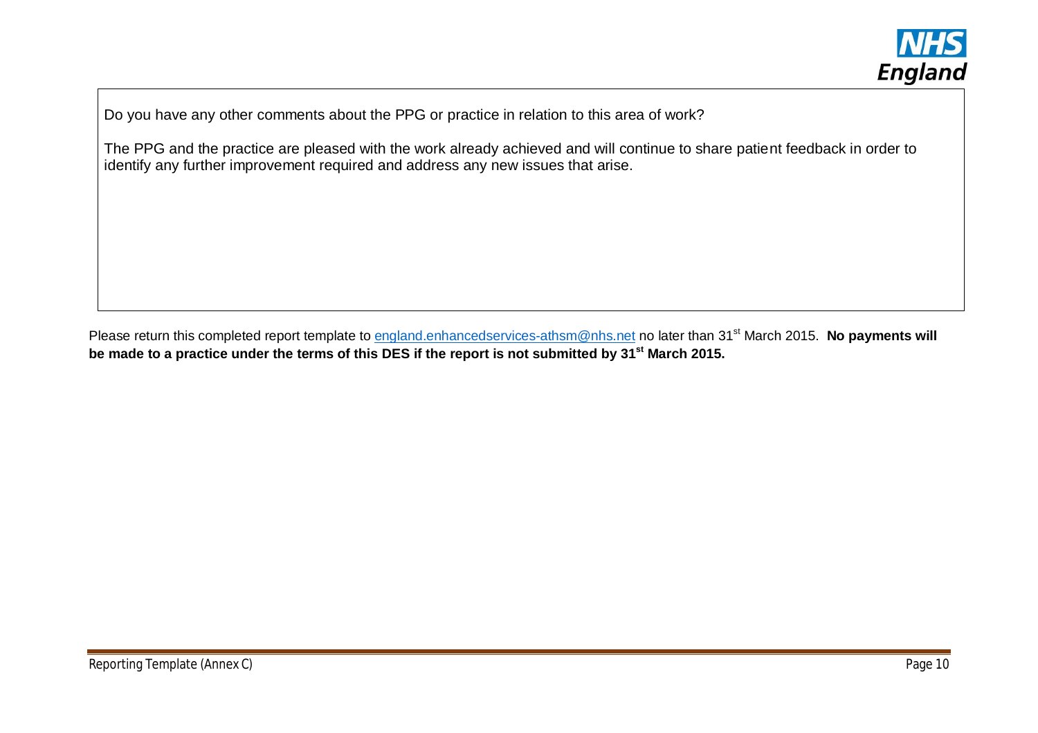Do you have any other comments about the PPG or practice in relation to this area of work?

The PPG and the practice are pleased with the work already achieved and will continue to share patient feedback in order to identify any further improvement required and address any new issues that arise.

Please return this completed report template to england.enhancedservices-athsm@nhs.net no later than 31st March 2015. **No payments will be made to a practice under the terms of this DES if the report is not submitted by 31st March 2015.**